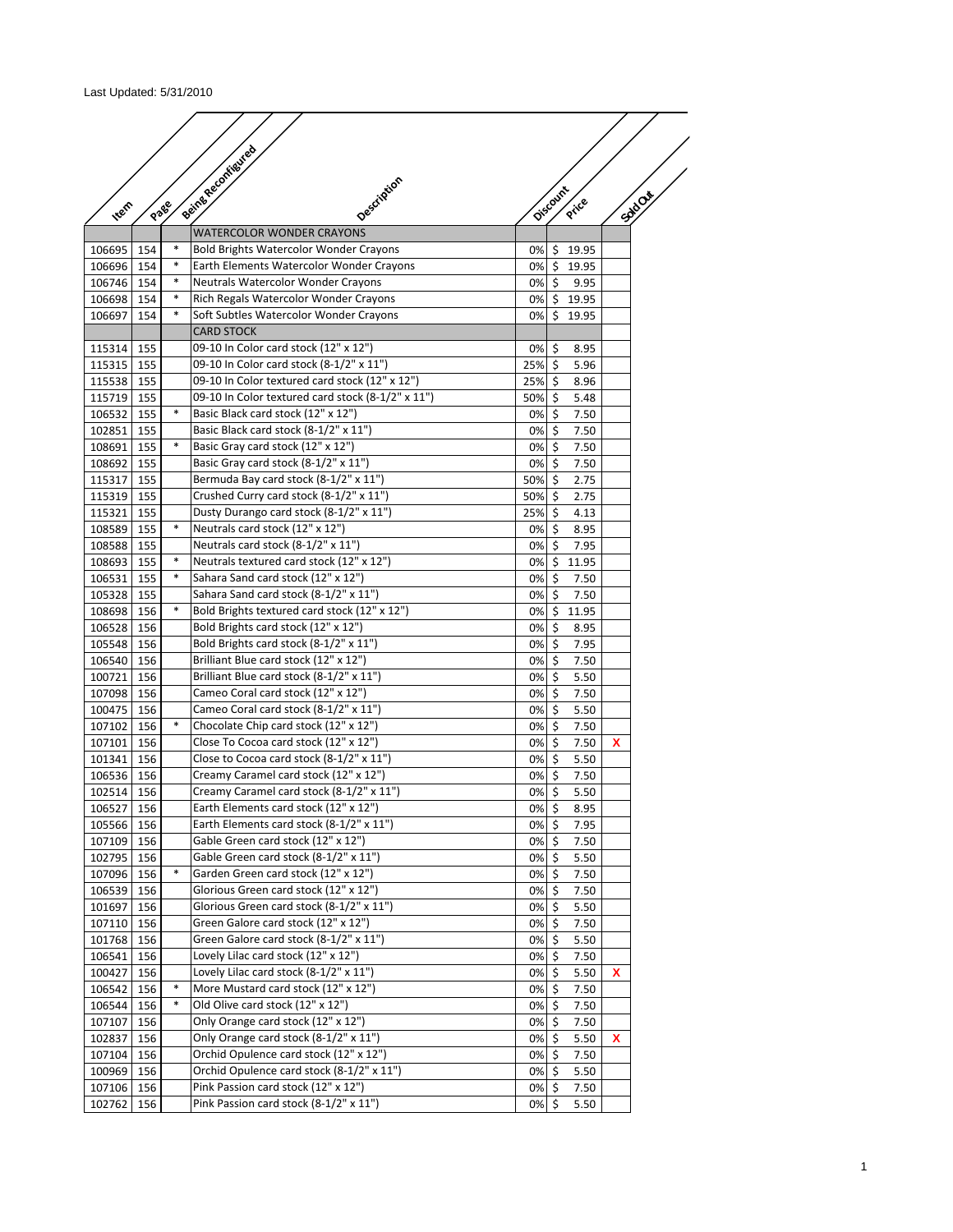Last Updated: 5/31/2010

| Item | Page | Being Reconfigured | Description | Discount | Price | Sold Out |
|---|---|---|---|---|---|---|
| | | | WATERCOLOR WONDER CRAYONS | | | |
| 106695 | 154 | * | Bold Brights Watercolor Wonder Crayons | 0% | $ 19.95 | |
| 106696 | 154 | * | Earth Elements Watercolor Wonder Crayons | 0% | $ 19.95 | |
| 106746 | 154 | * | Neutrals Watercolor Wonder Crayons | 0% | $ 9.95 | |
| 106698 | 154 | * | Rich Regals Watercolor Wonder Crayons | 0% | $ 19.95 | |
| 106697 | 154 | * | Soft Subtles Watercolor Wonder Crayons | 0% | $ 19.95 | |
| | | | CARD STOCK | | | |
| 115314 | 155 | | 09-10 In Color card stock (12" x 12") | 0% | $ 8.95 | |
| 115315 | 155 | | 09-10 In Color card stock (8-1/2" x 11") | 25% | $ 5.96 | |
| 115538 | 155 | | 09-10 In Color textured card stock (12" x 12") | 25% | $ 8.96 | |
| 115719 | 155 | | 09-10 In Color textured card stock (8-1/2" x 11") | 50% | $ 5.48 | |
| 106532 | 155 | * | Basic Black card stock (12" x 12") | 0% | $ 7.50 | |
| 102851 | 155 | | Basic Black card stock (8-1/2" x 11") | 0% | $ 7.50 | |
| 108691 | 155 | * | Basic Gray card stock (12" x 12") | 0% | $ 7.50 | |
| 108692 | 155 | | Basic Gray card stock (8-1/2" x 11") | 0% | $ 7.50 | |
| 115317 | 155 | | Bermuda Bay card stock (8-1/2" x 11") | 50% | $ 2.75 | |
| 115319 | 155 | | Crushed Curry card stock (8-1/2" x 11") | 50% | $ 2.75 | |
| 115321 | 155 | | Dusty Durango card stock (8-1/2" x 11") | 25% | $ 4.13 | |
| 108589 | 155 | * | Neutrals card stock (12" x 12") | 0% | $ 8.95 | |
| 108588 | 155 | | Neutrals card stock (8-1/2" x 11") | 0% | $ 7.95 | |
| 108693 | 155 | * | Neutrals textured card stock (12" x 12") | 0% | $ 11.95 | |
| 106531 | 155 | * | Sahara Sand card stock (12" x 12") | 0% | $ 7.50 | |
| 105328 | 155 | | Sahara Sand card stock (8-1/2" x 11") | 0% | $ 7.50 | |
| 108698 | 156 | * | Bold Brights textured card stock (12" x 12") | 0% | $ 11.95 | |
| 106528 | 156 | | Bold Brights card stock (12" x 12") | 0% | $ 8.95 | |
| 105548 | 156 | | Bold Brights card stock (8-1/2" x 11") | 0% | $ 7.95 | |
| 106540 | 156 | | Brilliant Blue card stock (12" x 12") | 0% | $ 7.50 | |
| 100721 | 156 | | Brilliant Blue card stock (8-1/2" x 11") | 0% | $ 5.50 | |
| 107098 | 156 | | Cameo Coral card stock (12" x 12") | 0% | $ 7.50 | |
| 100475 | 156 | | Cameo Coral card stock (8-1/2" x 11") | 0% | $ 5.50 | |
| 107102 | 156 | * | Chocolate Chip card stock (12" x 12") | 0% | $ 7.50 | |
| 107101 | 156 | | Close To Cocoa card stock (12" x 12") | 0% | $ 7.50 | X |
| 101341 | 156 | | Close to Cocoa card stock (8-1/2" x 11") | 0% | $ 5.50 | |
| 106536 | 156 | | Creamy Caramel card stock (12" x 12") | 0% | $ 7.50 | |
| 102514 | 156 | | Creamy Caramel card stock (8-1/2" x 11") | 0% | $ 5.50 | |
| 106527 | 156 | | Earth Elements card stock (12" x 12") | 0% | $ 8.95 | |
| 105566 | 156 | | Earth Elements card stock (8-1/2" x 11") | 0% | $ 7.95 | |
| 107109 | 156 | | Gable Green card stock (12" x 12") | 0% | $ 7.50 | |
| 102795 | 156 | | Gable Green card stock (8-1/2" x 11") | 0% | $ 5.50 | |
| 107096 | 156 | * | Garden Green card stock (12" x 12") | 0% | $ 7.50 | |
| 106539 | 156 | | Glorious Green card stock (12" x 12") | 0% | $ 7.50 | |
| 101697 | 156 | | Glorious Green card stock (8-1/2" x 11") | 0% | $ 5.50 | |
| 107110 | 156 | | Green Galore card stock (12" x 12") | 0% | $ 7.50 | |
| 101768 | 156 | | Green Galore card stock (8-1/2" x 11") | 0% | $ 5.50 | |
| 106541 | 156 | | Lovely Lilac card stock (12" x 12") | 0% | $ 7.50 | |
| 100427 | 156 | | Lovely Lilac card stock (8-1/2" x 11") | 0% | $ 5.50 | X |
| 106542 | 156 | * | More Mustard card stock (12" x 12") | 0% | $ 7.50 | |
| 106544 | 156 | * | Old Olive card stock (12" x 12") | 0% | $ 7.50 | |
| 107107 | 156 | | Only Orange card stock (12" x 12") | 0% | $ 7.50 | |
| 102837 | 156 | | Only Orange card stock (8-1/2" x 11") | 0% | $ 5.50 | X |
| 107104 | 156 | | Orchid Opulence card stock (12" x 12") | 0% | $ 7.50 | |
| 100969 | 156 | | Orchid Opulence card stock (8-1/2" x 11") | 0% | $ 5.50 | |
| 107106 | 156 | | Pink Passion card stock (12" x 12") | 0% | $ 7.50 | |
| 102762 | 156 | | Pink Passion card stock (8-1/2" x 11") | 0% | $ 5.50 | |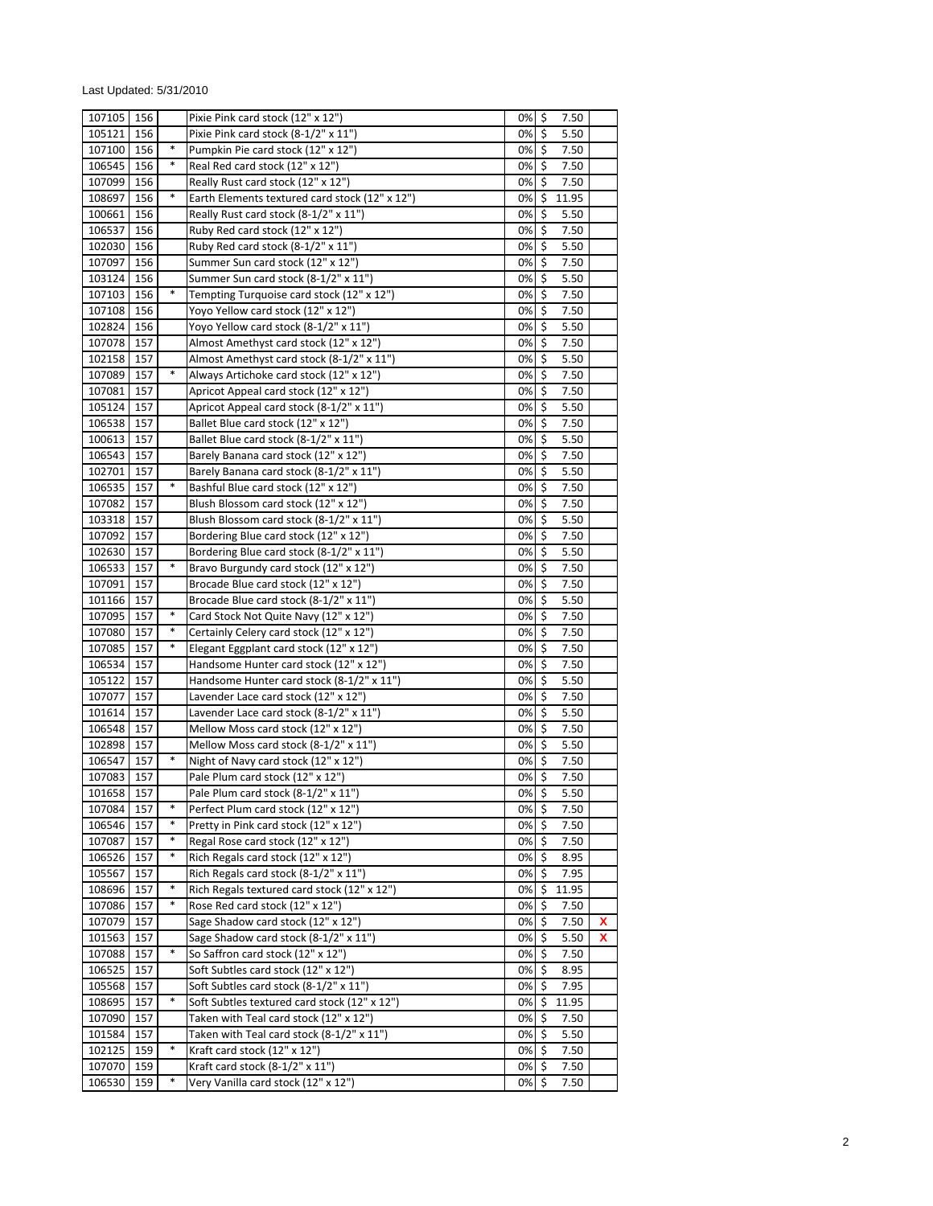Last Updated: 5/31/2010

| | | | | | | |
|---|---|---|---|---|---|---|
| 107105 | 156 | | Pixie Pink card stock (12" x 12") | 0% | $ 7.50 | |
| 105121 | 156 | | Pixie Pink card stock (8-1/2" x 11") | 0% | $ 5.50 | |
| 107100 | 156 | * | Pumpkin Pie card stock (12" x 12") | 0% | $ 7.50 | |
| 106545 | 156 | * | Real Red card stock (12" x 12") | 0% | $ 7.50 | |
| 107099 | 156 | | Really Rust card stock (12" x 12") | 0% | $ 7.50 | |
| 108697 | 156 | * | Earth Elements textured card stock (12" x 12") | 0% | $ 11.95 | |
| 100661 | 156 | | Really Rust card stock (8-1/2" x 11") | 0% | $ 5.50 | |
| 106537 | 156 | | Ruby Red card stock (12" x 12") | 0% | $ 7.50 | |
| 102030 | 156 | | Ruby Red card stock (8-1/2" x 11") | 0% | $ 5.50 | |
| 107097 | 156 | | Summer Sun card stock (12" x 12") | 0% | $ 7.50 | |
| 103124 | 156 | | Summer Sun card stock (8-1/2" x 11") | 0% | $ 5.50 | |
| 107103 | 156 | * | Tempting Turquoise card stock (12" x 12") | 0% | $ 7.50 | |
| 107108 | 156 | | Yoyo Yellow card stock (12" x 12") | 0% | $ 7.50 | |
| 102824 | 156 | | Yoyo Yellow card stock (8-1/2" x 11") | 0% | $ 5.50 | |
| 107078 | 157 | | Almost Amethyst card stock (12" x 12") | 0% | $ 7.50 | |
| 102158 | 157 | | Almost Amethyst card stock (8-1/2" x 11") | 0% | $ 5.50 | |
| 107089 | 157 | * | Always Artichoke card stock (12" x 12") | 0% | $ 7.50 | |
| 107081 | 157 | | Apricot Appeal card stock (12" x 12") | 0% | $ 7.50 | |
| 105124 | 157 | | Apricot Appeal card stock (8-1/2" x 11") | 0% | $ 5.50 | |
| 106538 | 157 | | Ballet Blue card stock (12" x 12") | 0% | $ 7.50 | |
| 100613 | 157 | | Ballet Blue card stock (8-1/2" x 11") | 0% | $ 5.50 | |
| 106543 | 157 | | Barely Banana card stock (12" x 12") | 0% | $ 7.50 | |
| 102701 | 157 | | Barely Banana card stock (8-1/2" x 11") | 0% | $ 5.50 | |
| 106535 | 157 | * | Bashful Blue card stock (12" x 12") | 0% | $ 7.50 | |
| 107082 | 157 | | Blush Blossom card stock (12" x 12") | 0% | $ 7.50 | |
| 103318 | 157 | | Blush Blossom card stock (8-1/2" x 11") | 0% | $ 5.50 | |
| 107092 | 157 | | Bordering Blue card stock (12" x 12") | 0% | $ 7.50 | |
| 102630 | 157 | | Bordering Blue card stock (8-1/2" x 11") | 0% | $ 5.50 | |
| 106533 | 157 | * | Bravo Burgundy card stock (12" x 12") | 0% | $ 7.50 | |
| 107091 | 157 | | Brocade Blue card stock (12" x 12") | 0% | $ 7.50 | |
| 101166 | 157 | | Brocade Blue card stock (8-1/2" x 11") | 0% | $ 5.50 | |
| 107095 | 157 | * | Card Stock Not Quite Navy (12" x 12") | 0% | $ 7.50 | |
| 107080 | 157 | * | Certainly Celery card stock (12" x 12") | 0% | $ 7.50 | |
| 107085 | 157 | * | Elegant Eggplant card stock (12" x 12") | 0% | $ 7.50 | |
| 106534 | 157 | | Handsome Hunter card stock (12" x 12") | 0% | $ 7.50 | |
| 105122 | 157 | | Handsome Hunter card stock (8-1/2" x 11") | 0% | $ 5.50 | |
| 107077 | 157 | | Lavender Lace card stock (12" x 12") | 0% | $ 7.50 | |
| 101614 | 157 | | Lavender Lace card stock (8-1/2" x 11") | 0% | $ 5.50 | |
| 106548 | 157 | | Mellow Moss card stock (12" x 12") | 0% | $ 7.50 | |
| 102898 | 157 | | Mellow Moss card stock (8-1/2" x 11") | 0% | $ 5.50 | |
| 106547 | 157 | * | Night of Navy card stock (12" x 12") | 0% | $ 7.50 | |
| 107083 | 157 | | Pale Plum card stock (12" x 12") | 0% | $ 7.50 | |
| 101658 | 157 | | Pale Plum card stock (8-1/2" x 11") | 0% | $ 5.50 | |
| 107084 | 157 | * | Perfect Plum card stock (12" x 12") | 0% | $ 7.50 | |
| 106546 | 157 | * | Pretty in Pink card stock (12" x 12") | 0% | $ 7.50 | |
| 107087 | 157 | * | Regal Rose card stock (12" x 12") | 0% | $ 7.50 | |
| 106526 | 157 | * | Rich Regals card stock (12" x 12") | 0% | $ 8.95 | |
| 105567 | 157 | | Rich Regals card stock (8-1/2" x 11") | 0% | $ 7.95 | |
| 108696 | 157 | * | Rich Regals textured card stock (12" x 12") | 0% | $ 11.95 | |
| 107086 | 157 | * | Rose Red card stock (12" x 12") | 0% | $ 7.50 | |
| 107079 | 157 | | Sage Shadow card stock (12" x 12") | 0% | $ 7.50 | X |
| 101563 | 157 | | Sage Shadow card stock (8-1/2" x 11") | 0% | $ 5.50 | X |
| 107088 | 157 | * | So Saffron card stock (12" x 12") | 0% | $ 7.50 | |
| 106525 | 157 | | Soft Subtles card stock (12" x 12") | 0% | $ 8.95 | |
| 105568 | 157 | | Soft Subtles card stock (8-1/2" x 11") | 0% | $ 7.95 | |
| 108695 | 157 | * | Soft Subtles textured card stock (12" x 12") | 0% | $ 11.95 | |
| 107090 | 157 | | Taken with Teal card stock (12" x 12") | 0% | $ 7.50 | |
| 101584 | 157 | | Taken with Teal card stock (8-1/2" x 11") | 0% | $ 5.50 | |
| 102125 | 159 | * | Kraft card stock (12" x 12") | 0% | $ 7.50 | |
| 107070 | 159 | | Kraft card stock (8-1/2" x 11") | 0% | $ 7.50 | |
| 106530 | 159 | * | Very Vanilla card stock (12" x 12") | 0% | $ 7.50 | |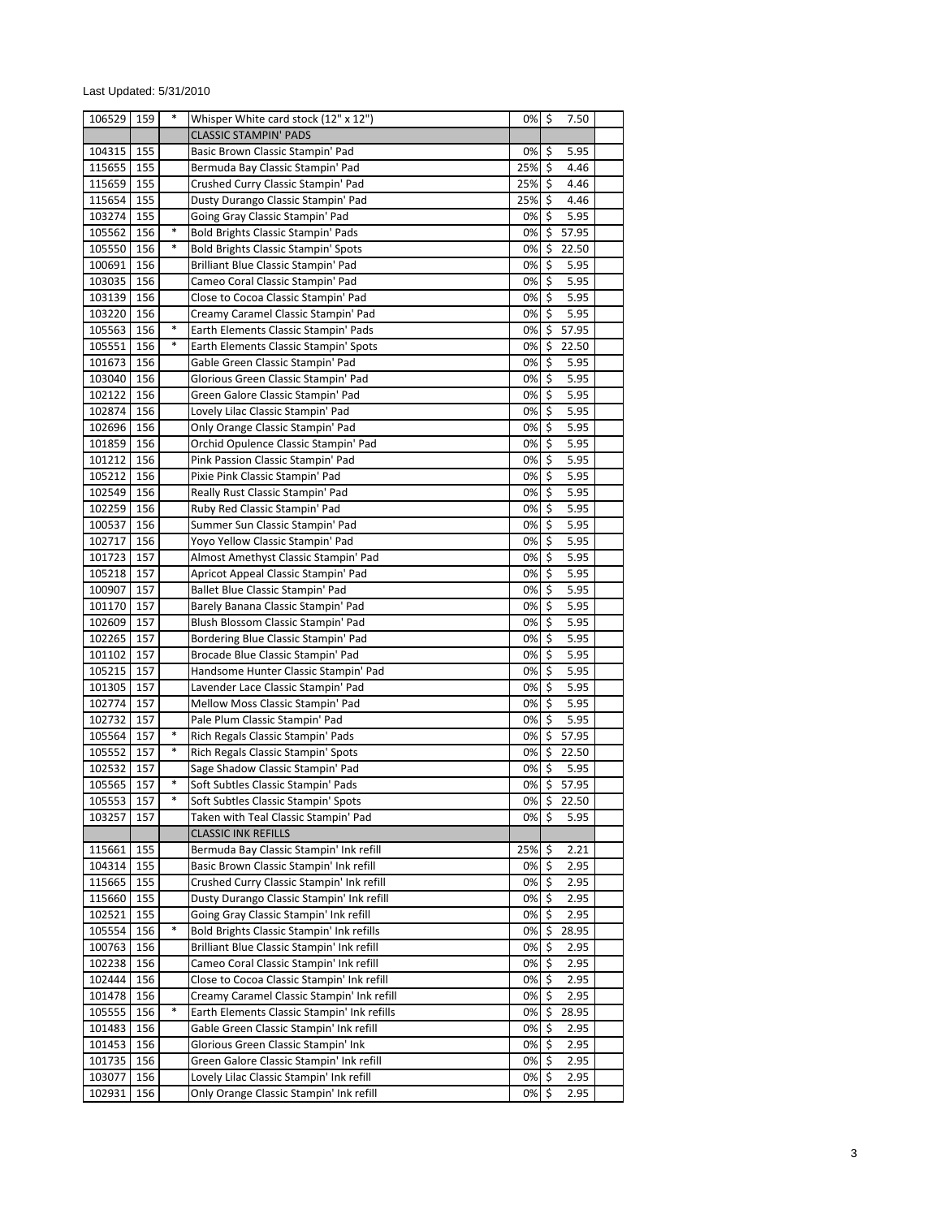Last Updated: 5/31/2010

| | | | | | | |
|---|---|---|---|---|---|---|
| 106529 | 159 | * | Whisper White card stock (12" x 12") | 0% | $ 7.50 | |
| | | | CLASSIC STAMPIN' PADS | | | |
| 104315 | 155 | | Basic Brown Classic Stampin' Pad | 0% | $ 5.95 | |
| 115655 | 155 | | Bermuda Bay Classic Stampin' Pad | 25% | $ 4.46 | |
| 115659 | 155 | | Crushed Curry Classic Stampin' Pad | 25% | $ 4.46 | |
| 115654 | 155 | | Dusty Durango Classic Stampin' Pad | 25% | $ 4.46 | |
| 103274 | 155 | | Going Gray Classic Stampin' Pad | 0% | $ 5.95 | |
| 105562 | 156 | * | Bold Brights Classic Stampin' Pads | 0% | $ 57.95 | |
| 105550 | 156 | * | Bold Brights Classic Stampin' Spots | 0% | $ 22.50 | |
| 100691 | 156 | | Brilliant Blue Classic Stampin' Pad | 0% | $ 5.95 | |
| 103035 | 156 | | Cameo Coral Classic Stampin' Pad | 0% | $ 5.95 | |
| 103139 | 156 | | Close to Cocoa Classic Stampin' Pad | 0% | $ 5.95 | |
| 103220 | 156 | | Creamy Caramel Classic Stampin' Pad | 0% | $ 5.95 | |
| 105563 | 156 | * | Earth Elements Classic Stampin' Pads | 0% | $ 57.95 | |
| 105551 | 156 | * | Earth Elements Classic Stampin' Spots | 0% | $ 22.50 | |
| 101673 | 156 | | Gable Green Classic Stampin' Pad | 0% | $ 5.95 | |
| 103040 | 156 | | Glorious Green Classic Stampin' Pad | 0% | $ 5.95 | |
| 102122 | 156 | | Green Galore Classic Stampin' Pad | 0% | $ 5.95 | |
| 102874 | 156 | | Lovely Lilac Classic Stampin' Pad | 0% | $ 5.95 | |
| 102696 | 156 | | Only Orange Classic Stampin' Pad | 0% | $ 5.95 | |
| 101859 | 156 | | Orchid Opulence Classic Stampin' Pad | 0% | $ 5.95 | |
| 101212 | 156 | | Pink Passion Classic Stampin' Pad | 0% | $ 5.95 | |
| 105212 | 156 | | Pixie Pink Classic Stampin' Pad | 0% | $ 5.95 | |
| 102549 | 156 | | Really Rust Classic Stampin' Pad | 0% | $ 5.95 | |
| 102259 | 156 | | Ruby Red Classic Stampin' Pad | 0% | $ 5.95 | |
| 100537 | 156 | | Summer Sun Classic Stampin' Pad | 0% | $ 5.95 | |
| 102717 | 156 | | Yoyo Yellow Classic Stampin' Pad | 0% | $ 5.95 | |
| 101723 | 157 | | Almost Amethyst Classic Stampin' Pad | 0% | $ 5.95 | |
| 105218 | 157 | | Apricot Appeal Classic Stampin' Pad | 0% | $ 5.95 | |
| 100907 | 157 | | Ballet Blue Classic Stampin' Pad | 0% | $ 5.95 | |
| 101170 | 157 | | Barely Banana Classic Stampin' Pad | 0% | $ 5.95 | |
| 102609 | 157 | | Blush Blossom Classic Stampin' Pad | 0% | $ 5.95 | |
| 102265 | 157 | | Bordering Blue Classic Stampin' Pad | 0% | $ 5.95 | |
| 101102 | 157 | | Brocade Blue Classic Stampin' Pad | 0% | $ 5.95 | |
| 105215 | 157 | | Handsome Hunter Classic Stampin' Pad | 0% | $ 5.95 | |
| 101305 | 157 | | Lavender Lace Classic Stampin' Pad | 0% | $ 5.95 | |
| 102774 | 157 | | Mellow Moss Classic Stampin' Pad | 0% | $ 5.95 | |
| 102732 | 157 | | Pale Plum Classic Stampin' Pad | 0% | $ 5.95 | |
| 105564 | 157 | * | Rich Regals Classic Stampin' Pads | 0% | $ 57.95 | |
| 105552 | 157 | * | Rich Regals Classic Stampin' Spots | 0% | $ 22.50 | |
| 102532 | 157 | | Sage Shadow Classic Stampin' Pad | 0% | $ 5.95 | |
| 105565 | 157 | * | Soft Subtles Classic Stampin' Pads | 0% | $ 57.95 | |
| 105553 | 157 | * | Soft Subtles Classic Stampin' Spots | 0% | $ 22.50 | |
| 103257 | 157 | | Taken with Teal Classic Stampin' Pad | 0% | $ 5.95 | |
| | | | CLASSIC INK REFILLS | | | |
| 115661 | 155 | | Bermuda Bay Classic Stampin' Ink refill | 25% | $ 2.21 | |
| 104314 | 155 | | Basic Brown Classic Stampin' Ink refill | 0% | $ 2.95 | |
| 115665 | 155 | | Crushed Curry Classic Stampin' Ink refill | 0% | $ 2.95 | |
| 115660 | 155 | | Dusty Durango Classic Stampin' Ink refill | 0% | $ 2.95 | |
| 102521 | 155 | | Going Gray Classic Stampin' Ink refill | 0% | $ 2.95 | |
| 105554 | 156 | * | Bold Brights Classic Stampin' Ink refills | 0% | $ 28.95 | |
| 100763 | 156 | | Brilliant Blue Classic Stampin' Ink refill | 0% | $ 2.95 | |
| 102238 | 156 | | Cameo Coral Classic Stampin' Ink refill | 0% | $ 2.95 | |
| 102444 | 156 | | Close to Cocoa Classic Stampin' Ink refill | 0% | $ 2.95 | |
| 101478 | 156 | | Creamy Caramel Classic Stampin' Ink refill | 0% | $ 2.95 | |
| 105555 | 156 | * | Earth Elements Classic Stampin' Ink refills | 0% | $ 28.95 | |
| 101483 | 156 | | Gable Green Classic Stampin' Ink refill | 0% | $ 2.95 | |
| 101453 | 156 | | Glorious Green Classic Stampin' Ink | 0% | $ 2.95 | |
| 101735 | 156 | | Green Galore Classic Stampin' Ink refill | 0% | $ 2.95 | |
| 103077 | 156 | | Lovely Lilac Classic Stampin' Ink refill | 0% | $ 2.95 | |
| 102931 | 156 | | Only Orange Classic Stampin' Ink refill | 0% | $ 2.95 | |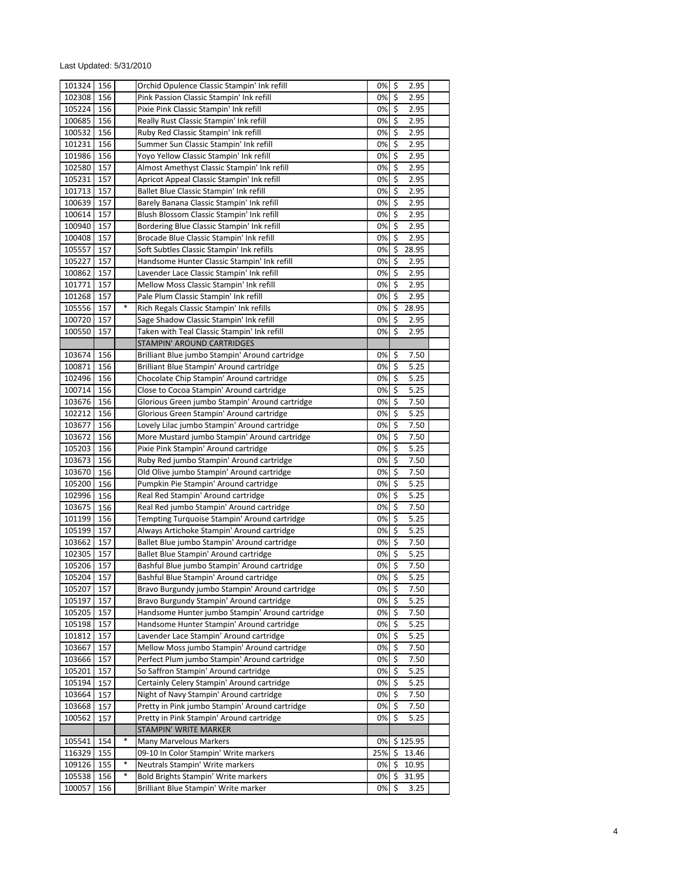Last Updated: 5/31/2010

| | | | | | | |
|---|---|---|---|---|---|---|
| 101324 | 156 | | Orchid Opulence Classic Stampin' Ink refill | 0% | $ 2.95 | |
| 102308 | 156 | | Pink Passion Classic Stampin' Ink refill | 0% | $ 2.95 | |
| 105224 | 156 | | Pixie Pink Classic Stampin' Ink refill | 0% | $ 2.95 | |
| 100685 | 156 | | Really Rust Classic Stampin' Ink refill | 0% | $ 2.95 | |
| 100532 | 156 | | Ruby Red Classic Stampin' Ink refill | 0% | $ 2.95 | |
| 101231 | 156 | | Summer Sun Classic Stampin' Ink refill | 0% | $ 2.95 | |
| 101986 | 156 | | Yoyo Yellow Classic Stampin' Ink refill | 0% | $ 2.95 | |
| 102580 | 157 | | Almost Amethyst Classic Stampin' Ink refill | 0% | $ 2.95 | |
| 105231 | 157 | | Apricot Appeal Classic Stampin' Ink refill | 0% | $ 2.95 | |
| 101713 | 157 | | Ballet Blue Classic Stampin' Ink refill | 0% | $ 2.95 | |
| 100639 | 157 | | Barely Banana Classic Stampin' Ink refill | 0% | $ 2.95 | |
| 100614 | 157 | | Blush Blossom Classic Stampin' Ink refill | 0% | $ 2.95 | |
| 100940 | 157 | | Bordering Blue Classic Stampin' Ink refill | 0% | $ 2.95 | |
| 100408 | 157 | | Brocade Blue Classic Stampin' Ink refill | 0% | $ 2.95 | |
| 105557 | 157 | | Soft Subtles Classic Stampin' Ink refills | 0% | $ 28.95 | |
| 105227 | 157 | | Handsome Hunter Classic Stampin' Ink refill | 0% | $ 2.95 | |
| 100862 | 157 | | Lavender Lace Classic Stampin' Ink refill | 0% | $ 2.95 | |
| 101771 | 157 | | Mellow Moss Classic Stampin' Ink refill | 0% | $ 2.95 | |
| 101268 | 157 | | Pale Plum Classic Stampin' Ink refill | 0% | $ 2.95 | |
| 105556 | 157 | * | Rich Regals Classic Stampin' Ink refills | 0% | $ 28.95 | |
| 100720 | 157 | | Sage Shadow Classic Stampin' Ink refill | 0% | $ 2.95 | |
| 100550 | 157 | | Taken with Teal Classic Stampin' Ink refill | 0% | $ 2.95 | |
| | | | STAMPIN' AROUND CARTRIDGES | | | |
| 103674 | 156 | | Brilliant Blue jumbo Stampin' Around cartridge | 0% | $ 7.50 | |
| 100871 | 156 | | Brilliant Blue Stampin' Around cartridge | 0% | $ 5.25 | |
| 102496 | 156 | | Chocolate Chip Stampin' Around cartridge | 0% | $ 5.25 | |
| 100714 | 156 | | Close to Cocoa Stampin' Around cartridge | 0% | $ 5.25 | |
| 103676 | 156 | | Glorious Green jumbo Stampin' Around cartridge | 0% | $ 7.50 | |
| 102212 | 156 | | Glorious Green Stampin' Around cartridge | 0% | $ 5.25 | |
| 103677 | 156 | | Lovely Lilac jumbo Stampin' Around cartridge | 0% | $ 7.50 | |
| 103672 | 156 | | More Mustard jumbo Stampin' Around cartridge | 0% | $ 7.50 | |
| 105203 | 156 | | Pixie Pink Stampin' Around cartridge | 0% | $ 5.25 | |
| 103673 | 156 | | Ruby Red jumbo Stampin' Around cartridge | 0% | $ 7.50 | |
| 103670 | 156 | | Old Olive jumbo Stampin' Around cartridge | 0% | $ 7.50 | |
| 105200 | 156 | | Pumpkin Pie Stampin' Around cartridge | 0% | $ 5.25 | |
| 102996 | 156 | | Real Red Stampin' Around cartridge | 0% | $ 5.25 | |
| 103675 | 156 | | Real Red jumbo Stampin' Around cartridge | 0% | $ 7.50 | |
| 101199 | 156 | | Tempting Turquoise Stampin' Around cartridge | 0% | $ 5.25 | |
| 105199 | 157 | | Always Artichoke Stampin' Around cartridge | 0% | $ 5.25 | |
| 103662 | 157 | | Ballet Blue jumbo Stampin' Around cartridge | 0% | $ 7.50 | |
| 102305 | 157 | | Ballet Blue Stampin' Around cartridge | 0% | $ 5.25 | |
| 105206 | 157 | | Bashful Blue jumbo Stampin' Around cartridge | 0% | $ 7.50 | |
| 105204 | 157 | | Bashful Blue Stampin' Around cartridge | 0% | $ 5.25 | |
| 105207 | 157 | | Bravo Burgundy jumbo Stampin' Around cartridge | 0% | $ 7.50 | |
| 105197 | 157 | | Bravo Burgundy Stampin' Around cartridge | 0% | $ 5.25 | |
| 105205 | 157 | | Handsome Hunter jumbo Stampin' Around cartridge | 0% | $ 7.50 | |
| 105198 | 157 | | Handsome Hunter Stampin' Around cartridge | 0% | $ 5.25 | |
| 101812 | 157 | | Lavender Lace Stampin' Around cartridge | 0% | $ 5.25 | |
| 103667 | 157 | | Mellow Moss jumbo Stampin' Around cartridge | 0% | $ 7.50 | |
| 103666 | 157 | | Perfect Plum jumbo Stampin' Around cartridge | 0% | $ 7.50 | |
| 105201 | 157 | | So Saffron Stampin' Around cartridge | 0% | $ 5.25 | |
| 105194 | 157 | | Certainly Celery Stampin' Around cartridge | 0% | $ 5.25 | |
| 103664 | 157 | | Night of Navy Stampin' Around cartridge | 0% | $ 7.50 | |
| 103668 | 157 | | Pretty in Pink jumbo Stampin' Around cartridge | 0% | $ 7.50 | |
| 100562 | 157 | | Pretty in Pink Stampin' Around cartridge | 0% | $ 5.25 | |
| | | | STAMPIN' WRITE MARKER | | | |
| 105541 | 154 | * | Many Marvelous Markers | 0% | $ 125.95 | |
| 116329 | 155 | | 09-10 In Color Stampin' Write markers | 25% | $ 13.46 | |
| 109126 | 155 | * | Neutrals Stampin' Write markers | 0% | $ 10.95 | |
| 105538 | 156 | * | Bold Brights Stampin' Write markers | 0% | $ 31.95 | |
| 100057 | 156 | | Brilliant Blue Stampin' Write marker | 0% | $ 3.25 | |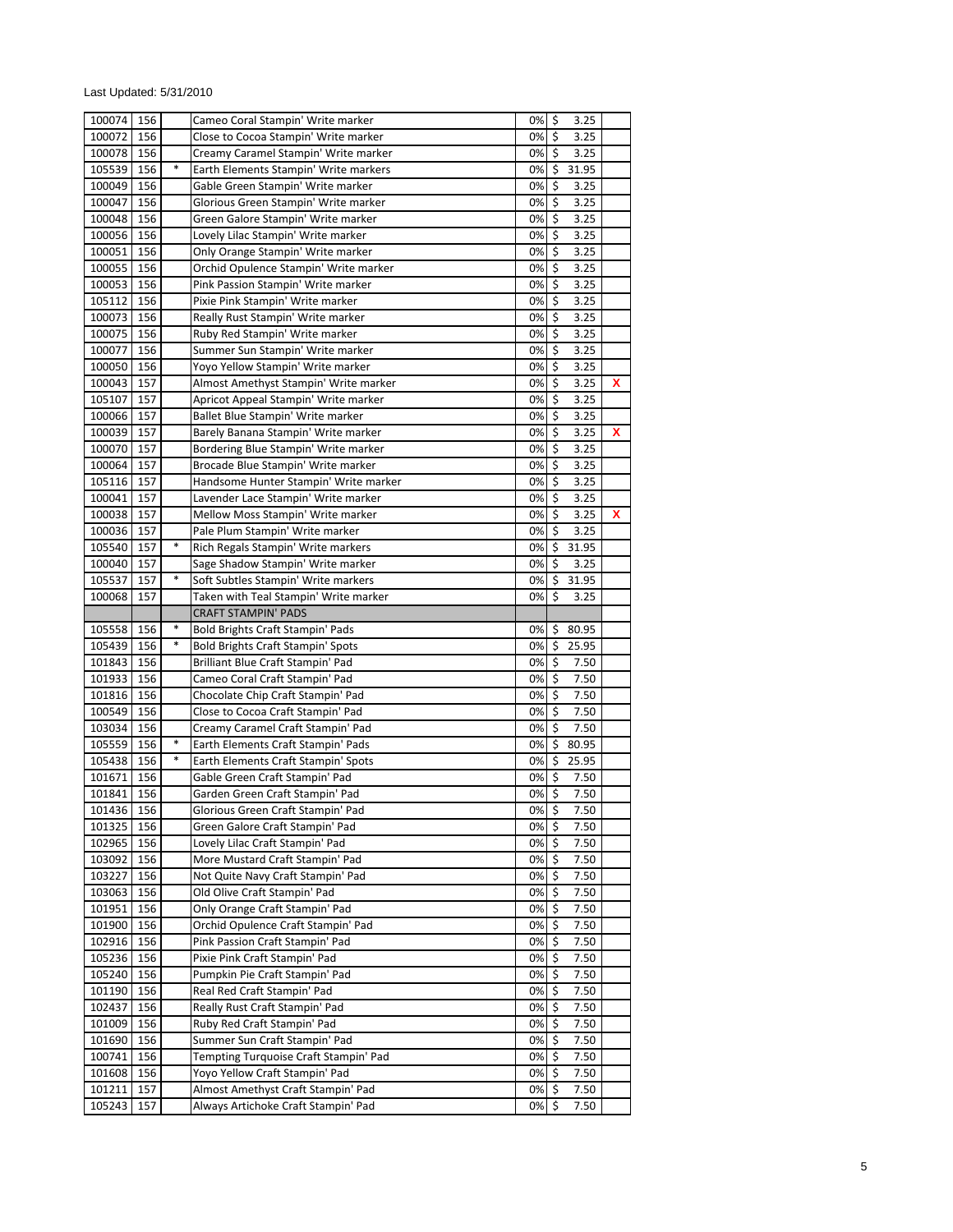Last Updated: 5/31/2010

| | | | | | | |
|---|---|---|---|---|---|---|
| 100074 | 156 | | Cameo Coral Stampin' Write marker | 0% | $ 3.25 | |
| 100072 | 156 | | Close to Cocoa Stampin' Write marker | 0% | $ 3.25 | |
| 100078 | 156 | | Creamy Caramel Stampin' Write marker | 0% | $ 3.25 | |
| 105539 | 156 | * | Earth Elements Stampin' Write markers | 0% | $ 31.95 | |
| 100049 | 156 | | Gable Green Stampin' Write marker | 0% | $ 3.25 | |
| 100047 | 156 | | Glorious Green Stampin' Write marker | 0% | $ 3.25 | |
| 100048 | 156 | | Green Galore Stampin' Write marker | 0% | $ 3.25 | |
| 100056 | 156 | | Lovely Lilac Stampin' Write marker | 0% | $ 3.25 | |
| 100051 | 156 | | Only Orange Stampin' Write marker | 0% | $ 3.25 | |
| 100055 | 156 | | Orchid Opulence Stampin' Write marker | 0% | $ 3.25 | |
| 100053 | 156 | | Pink Passion Stampin' Write marker | 0% | $ 3.25 | |
| 105112 | 156 | | Pixie Pink Stampin' Write marker | 0% | $ 3.25 | |
| 100073 | 156 | | Really Rust Stampin' Write marker | 0% | $ 3.25 | |
| 100075 | 156 | | Ruby Red Stampin' Write marker | 0% | $ 3.25 | |
| 100077 | 156 | | Summer Sun Stampin' Write marker | 0% | $ 3.25 | |
| 100050 | 156 | | Yoyo Yellow Stampin' Write marker | 0% | $ 3.25 | |
| 100043 | 157 | | Almost Amethyst Stampin' Write marker | 0% | $ 3.25 | X |
| 105107 | 157 | | Apricot Appeal Stampin' Write marker | 0% | $ 3.25 | |
| 100066 | 157 | | Ballet Blue Stampin' Write marker | 0% | $ 3.25 | |
| 100039 | 157 | | Barely Banana Stampin' Write marker | 0% | $ 3.25 | X |
| 100070 | 157 | | Bordering Blue Stampin' Write marker | 0% | $ 3.25 | |
| 100064 | 157 | | Brocade Blue Stampin' Write marker | 0% | $ 3.25 | |
| 105116 | 157 | | Handsome Hunter Stampin' Write marker | 0% | $ 3.25 | |
| 100041 | 157 | | Lavender Lace Stampin' Write marker | 0% | $ 3.25 | |
| 100038 | 157 | | Mellow Moss Stampin' Write marker | 0% | $ 3.25 | X |
| 100036 | 157 | | Pale Plum Stampin' Write marker | 0% | $ 3.25 | |
| 105540 | 157 | * | Rich Regals Stampin' Write markers | 0% | $ 31.95 | |
| 100040 | 157 | | Sage Shadow Stampin' Write marker | 0% | $ 3.25 | |
| 105537 | 157 | * | Soft Subtles Stampin' Write markers | 0% | $ 31.95 | |
| 100068 | 157 | | Taken with Teal Stampin' Write marker | 0% | $ 3.25 | |
| | | | CRAFT STAMPIN' PADS | | | |
| 105558 | 156 | * | Bold Brights Craft Stampin' Pads | 0% | $ 80.95 | |
| 105439 | 156 | * | Bold Brights Craft Stampin' Spots | 0% | $ 25.95 | |
| 101843 | 156 | | Brilliant Blue Craft Stampin' Pad | 0% | $ 7.50 | |
| 101933 | 156 | | Cameo Coral Craft Stampin' Pad | 0% | $ 7.50 | |
| 101816 | 156 | | Chocolate Chip Craft Stampin' Pad | 0% | $ 7.50 | |
| 100549 | 156 | | Close to Cocoa Craft Stampin' Pad | 0% | $ 7.50 | |
| 103034 | 156 | | Creamy Caramel Craft Stampin' Pad | 0% | $ 7.50 | |
| 105559 | 156 | * | Earth Elements Craft Stampin' Pads | 0% | $ 80.95 | |
| 105438 | 156 | * | Earth Elements Craft Stampin' Spots | 0% | $ 25.95 | |
| 101671 | 156 | | Gable Green Craft Stampin' Pad | 0% | $ 7.50 | |
| 101841 | 156 | | Garden Green Craft Stampin' Pad | 0% | $ 7.50 | |
| 101436 | 156 | | Glorious Green Craft Stampin' Pad | 0% | $ 7.50 | |
| 101325 | 156 | | Green Galore Craft Stampin' Pad | 0% | $ 7.50 | |
| 102965 | 156 | | Lovely Lilac Craft Stampin' Pad | 0% | $ 7.50 | |
| 103092 | 156 | | More Mustard Craft Stampin' Pad | 0% | $ 7.50 | |
| 103227 | 156 | | Not Quite Navy Craft Stampin' Pad | 0% | $ 7.50 | |
| 103063 | 156 | | Old Olive Craft Stampin' Pad | 0% | $ 7.50 | |
| 101951 | 156 | | Only Orange Craft Stampin' Pad | 0% | $ 7.50 | |
| 101900 | 156 | | Orchid Opulence Craft Stampin' Pad | 0% | $ 7.50 | |
| 102916 | 156 | | Pink Passion Craft Stampin' Pad | 0% | $ 7.50 | |
| 105236 | 156 | | Pixie Pink Craft Stampin' Pad | 0% | $ 7.50 | |
| 105240 | 156 | | Pumpkin Pie Craft Stampin' Pad | 0% | $ 7.50 | |
| 101190 | 156 | | Real Red Craft Stampin' Pad | 0% | $ 7.50 | |
| 102437 | 156 | | Really Rust Craft Stampin' Pad | 0% | $ 7.50 | |
| 101009 | 156 | | Ruby Red Craft Stampin' Pad | 0% | $ 7.50 | |
| 101690 | 156 | | Summer Sun Craft Stampin' Pad | 0% | $ 7.50 | |
| 100741 | 156 | | Tempting Turquoise Craft Stampin' Pad | 0% | $ 7.50 | |
| 101608 | 156 | | Yoyo Yellow Craft Stampin' Pad | 0% | $ 7.50 | |
| 101211 | 157 | | Almost Amethyst Craft Stampin' Pad | 0% | $ 7.50 | |
| 105243 | 157 | | Always Artichoke Craft Stampin' Pad | 0% | $ 7.50 | |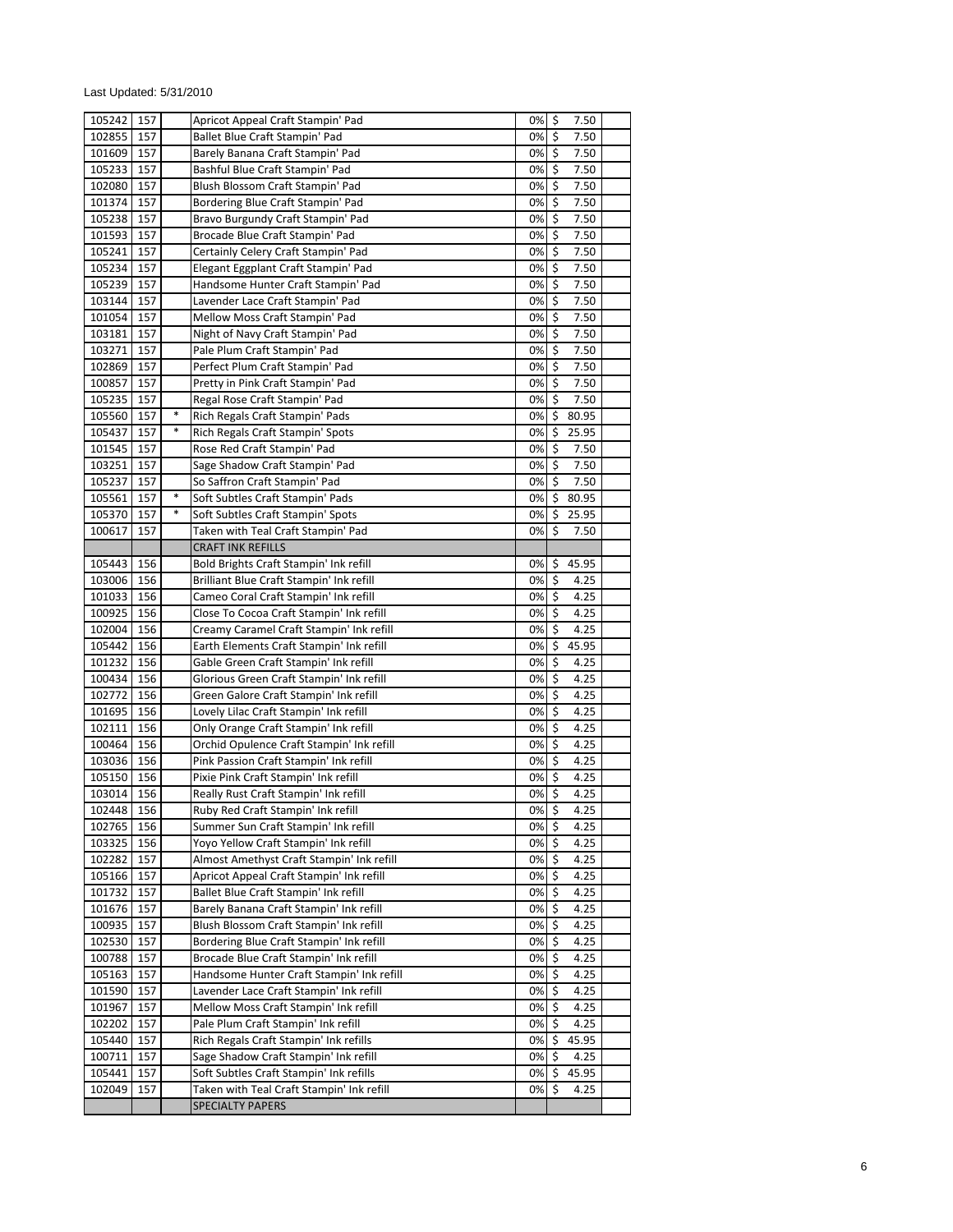Last Updated: 5/31/2010

| | | | | | | |
|---|---|---|---|---|---|---|
| 105242 | 157 | | Apricot Appeal Craft Stampin' Pad | 0% | $ 7.50 | |
| 102855 | 157 | | Ballet Blue Craft Stampin' Pad | 0% | $ 7.50 | |
| 101609 | 157 | | Barely Banana Craft Stampin' Pad | 0% | $ 7.50 | |
| 105233 | 157 | | Bashful Blue Craft Stampin' Pad | 0% | $ 7.50 | |
| 102080 | 157 | | Blush Blossom Craft Stampin' Pad | 0% | $ 7.50 | |
| 101374 | 157 | | Bordering Blue Craft Stampin' Pad | 0% | $ 7.50 | |
| 105238 | 157 | | Bravo Burgundy Craft Stampin' Pad | 0% | $ 7.50 | |
| 101593 | 157 | | Brocade Blue Craft Stampin' Pad | 0% | $ 7.50 | |
| 105241 | 157 | | Certainly Celery Craft Stampin' Pad | 0% | $ 7.50 | |
| 105234 | 157 | | Elegant Eggplant Craft Stampin' Pad | 0% | $ 7.50 | |
| 105239 | 157 | | Handsome Hunter Craft Stampin' Pad | 0% | $ 7.50 | |
| 103144 | 157 | | Lavender Lace Craft Stampin' Pad | 0% | $ 7.50 | |
| 101054 | 157 | | Mellow Moss Craft Stampin' Pad | 0% | $ 7.50 | |
| 103181 | 157 | | Night of Navy Craft Stampin' Pad | 0% | $ 7.50 | |
| 103271 | 157 | | Pale Plum Craft Stampin' Pad | 0% | $ 7.50 | |
| 102869 | 157 | | Perfect Plum Craft Stampin' Pad | 0% | $ 7.50 | |
| 100857 | 157 | | Pretty in Pink Craft Stampin' Pad | 0% | $ 7.50 | |
| 105235 | 157 | | Regal Rose Craft Stampin' Pad | 0% | $ 7.50 | |
| 105560 | 157 | * | Rich Regals Craft Stampin' Pads | 0% | $ 80.95 | |
| 105437 | 157 | * | Rich Regals Craft Stampin' Spots | 0% | $ 25.95 | |
| 101545 | 157 | | Rose Red Craft Stampin' Pad | 0% | $ 7.50 | |
| 103251 | 157 | | Sage Shadow Craft Stampin' Pad | 0% | $ 7.50 | |
| 105237 | 157 | | So Saffron Craft Stampin' Pad | 0% | $ 7.50 | |
| 105561 | 157 | * | Soft Subtles Craft Stampin' Pads | 0% | $ 80.95 | |
| 105370 | 157 | * | Soft Subtles Craft Stampin' Spots | 0% | $ 25.95 | |
| 100617 | 157 | | Taken with Teal Craft Stampin' Pad | 0% | $ 7.50 | |
| | | | CRAFT INK REFILLS | | | |
| 105443 | 156 | | Bold Brights Craft Stampin' Ink refill | 0% | $ 45.95 | |
| 103006 | 156 | | Brilliant Blue Craft Stampin' Ink refill | 0% | $ 4.25 | |
| 101033 | 156 | | Cameo Coral Craft Stampin' Ink refill | 0% | $ 4.25 | |
| 100925 | 156 | | Close To Cocoa Craft Stampin' Ink refill | 0% | $ 4.25 | |
| 102004 | 156 | | Creamy Caramel Craft Stampin' Ink refill | 0% | $ 4.25 | |
| 105442 | 156 | | Earth Elements Craft Stampin' Ink refill | 0% | $ 45.95 | |
| 101232 | 156 | | Gable Green Craft Stampin' Ink refill | 0% | $ 4.25 | |
| 100434 | 156 | | Glorious Green Craft Stampin' Ink refill | 0% | $ 4.25 | |
| 102772 | 156 | | Green Galore Craft Stampin' Ink refill | 0% | $ 4.25 | |
| 101695 | 156 | | Lovely Lilac Craft Stampin' Ink refill | 0% | $ 4.25 | |
| 102111 | 156 | | Only Orange Craft Stampin' Ink refill | 0% | $ 4.25 | |
| 100464 | 156 | | Orchid Opulence Craft Stampin' Ink refill | 0% | $ 4.25 | |
| 103036 | 156 | | Pink Passion Craft Stampin' Ink refill | 0% | $ 4.25 | |
| 105150 | 156 | | Pixie Pink Craft Stampin' Ink refill | 0% | $ 4.25 | |
| 103014 | 156 | | Really Rust Craft Stampin' Ink refill | 0% | $ 4.25 | |
| 102448 | 156 | | Ruby Red Craft Stampin' Ink refill | 0% | $ 4.25 | |
| 102765 | 156 | | Summer Sun Craft Stampin' Ink refill | 0% | $ 4.25 | |
| 103325 | 156 | | Yoyo Yellow Craft Stampin' Ink refill | 0% | $ 4.25 | |
| 102282 | 157 | | Almost Amethyst Craft Stampin' Ink refill | 0% | $ 4.25 | |
| 105166 | 157 | | Apricot Appeal Craft Stampin' Ink refill | 0% | $ 4.25 | |
| 101732 | 157 | | Ballet Blue Craft Stampin' Ink refill | 0% | $ 4.25 | |
| 101676 | 157 | | Barely Banana Craft Stampin' Ink refill | 0% | $ 4.25 | |
| 100935 | 157 | | Blush Blossom Craft Stampin' Ink refill | 0% | $ 4.25 | |
| 102530 | 157 | | Bordering Blue Craft Stampin' Ink refill | 0% | $ 4.25 | |
| 100788 | 157 | | Brocade Blue Craft Stampin' Ink refill | 0% | $ 4.25 | |
| 105163 | 157 | | Handsome Hunter Craft Stampin' Ink refill | 0% | $ 4.25 | |
| 101590 | 157 | | Lavender Lace Craft Stampin' Ink refill | 0% | $ 4.25 | |
| 101967 | 157 | | Mellow Moss Craft Stampin' Ink refill | 0% | $ 4.25 | |
| 102202 | 157 | | Pale Plum Craft Stampin' Ink refill | 0% | $ 4.25 | |
| 105440 | 157 | | Rich Regals Craft Stampin' Ink refills | 0% | $ 45.95 | |
| 100711 | 157 | | Sage Shadow Craft Stampin' Ink refill | 0% | $ 4.25 | |
| 105441 | 157 | | Soft Subtles Craft Stampin' Ink refills | 0% | $ 45.95 | |
| 102049 | 157 | | Taken with Teal Craft Stampin' Ink refill | 0% | $ 4.25 | |
| | | | SPECIALTY PAPERS | | | |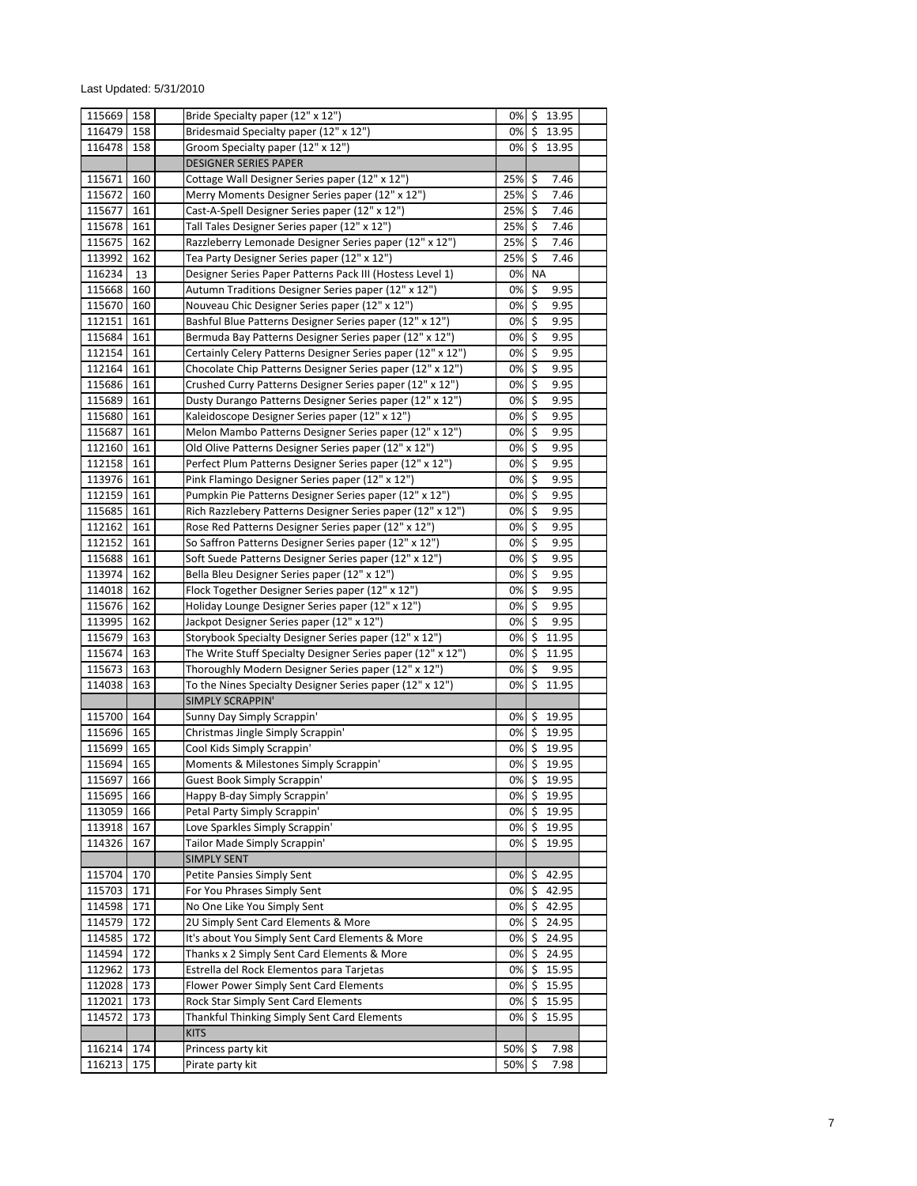Last Updated: 5/31/2010

| | | | | | | |
|---|---|---|---|---|---|---|
| 115669 | 158 | | Bride Specialty paper (12" x 12") | 0% | $ 13.95 | |
| 116479 | 158 | | Bridesmaid Specialty paper (12" x 12") | 0% | $ 13.95 | |
| 116478 | 158 | | Groom Specialty paper (12" x 12") | 0% | $ 13.95 | |
| | | | DESIGNER SERIES PAPER | | | |
| 115671 | 160 | | Cottage Wall Designer Series paper (12" x 12") | 25% | $ 7.46 | |
| 115672 | 160 | | Merry Moments Designer Series paper (12" x 12") | 25% | $ 7.46 | |
| 115677 | 161 | | Cast-A-Spell Designer Series paper (12" x 12") | 25% | $ 7.46 | |
| 115678 | 161 | | Tall Tales Designer Series paper (12" x 12") | 25% | $ 7.46 | |
| 115675 | 162 | | Razzleberry Lemonade Designer Series paper (12" x 12") | 25% | $ 7.46 | |
| 113992 | 162 | | Tea Party Designer Series paper (12" x 12") | 25% | $ 7.46 | |
| 116234 | 13 | | Designer Series Paper Patterns Pack III (Hostess Level 1) | 0% | NA | |
| 115668 | 160 | | Autumn Traditions Designer Series paper (12" x 12") | 0% | $ 9.95 | |
| 115670 | 160 | | Nouveau Chic Designer Series paper (12" x 12") | 0% | $ 9.95 | |
| 112151 | 161 | | Bashful Blue Patterns Designer Series paper (12" x 12") | 0% | $ 9.95 | |
| 115684 | 161 | | Bermuda Bay Patterns Designer Series paper (12" x 12") | 0% | $ 9.95 | |
| 112154 | 161 | | Certainly Celery Patterns Designer Series paper (12" x 12") | 0% | $ 9.95 | |
| 112164 | 161 | | Chocolate Chip Patterns Designer Series paper (12" x 12") | 0% | $ 9.95 | |
| 115686 | 161 | | Crushed Curry Patterns Designer Series paper (12" x 12") | 0% | $ 9.95 | |
| 115689 | 161 | | Dusty Durango Patterns Designer Series paper (12" x 12") | 0% | $ 9.95 | |
| 115680 | 161 | | Kaleidoscope Designer Series paper (12" x 12") | 0% | $ 9.95 | |
| 115687 | 161 | | Melon Mambo Patterns Designer Series paper (12" x 12") | 0% | $ 9.95 | |
| 112160 | 161 | | Old Olive Patterns Designer Series paper (12" x 12") | 0% | $ 9.95 | |
| 112158 | 161 | | Perfect Plum Patterns Designer Series paper (12" x 12") | 0% | $ 9.95 | |
| 113976 | 161 | | Pink Flamingo Designer Series paper (12" x 12") | 0% | $ 9.95 | |
| 112159 | 161 | | Pumpkin Pie Patterns Designer Series paper (12" x 12") | 0% | $ 9.95 | |
| 115685 | 161 | | Rich Razzlebery Patterns Designer Series paper (12" x 12") | 0% | $ 9.95 | |
| 112162 | 161 | | Rose Red Patterns Designer Series paper (12" x 12") | 0% | $ 9.95 | |
| 112152 | 161 | | So Saffron Patterns Designer Series paper (12" x 12") | 0% | $ 9.95 | |
| 115688 | 161 | | Soft Suede Patterns Designer Series paper (12" x 12") | 0% | $ 9.95 | |
| 113974 | 162 | | Bella Bleu Designer Series paper (12" x 12") | 0% | $ 9.95 | |
| 114018 | 162 | | Flock Together Designer Series paper (12" x 12") | 0% | $ 9.95 | |
| 115676 | 162 | | Holiday Lounge Designer Series paper (12" x 12") | 0% | $ 9.95 | |
| 113995 | 162 | | Jackpot Designer Series paper (12" x 12") | 0% | $ 9.95 | |
| 115679 | 163 | | Storybook Specialty Designer Series paper (12" x 12") | 0% | $ 11.95 | |
| 115674 | 163 | | The Write Stuff Specialty Designer Series paper (12" x 12") | 0% | $ 11.95 | |
| 115673 | 163 | | Thoroughly Modern Designer Series paper (12" x 12") | 0% | $ 9.95 | |
| 114038 | 163 | | To the Nines Specialty Designer Series paper (12" x 12") | 0% | $ 11.95 | |
| | | | SIMPLY SCRAPPIN' | | | |
| 115700 | 164 | | Sunny Day Simply Scrappin' | 0% | $ 19.95 | |
| 115696 | 165 | | Christmas Jingle Simply Scrappin' | 0% | $ 19.95 | |
| 115699 | 165 | | Cool Kids Simply Scrappin' | 0% | $ 19.95 | |
| 115694 | 165 | | Moments & Milestones Simply Scrappin' | 0% | $ 19.95 | |
| 115697 | 166 | | Guest Book Simply Scrappin' | 0% | $ 19.95 | |
| 115695 | 166 | | Happy B-day Simply Scrappin' | 0% | $ 19.95 | |
| 113059 | 166 | | Petal Party Simply Scrappin' | 0% | $ 19.95 | |
| 113918 | 167 | | Love Sparkles Simply Scrappin' | 0% | $ 19.95 | |
| 114326 | 167 | | Tailor Made Simply Scrappin' | 0% | $ 19.95 | |
| | | | SIMPLY SENT | | | |
| 115704 | 170 | | Petite Pansies Simply Sent | 0% | $ 42.95 | |
| 115703 | 171 | | For You Phrases Simply Sent | 0% | $ 42.95 | |
| 114598 | 171 | | No One Like You Simply Sent | 0% | $ 42.95 | |
| 114579 | 172 | | 2U Simply Sent Card Elements & More | 0% | $ 24.95 | |
| 114585 | 172 | | It's about You Simply Sent Card Elements & More | 0% | $ 24.95 | |
| 114594 | 172 | | Thanks x 2 Simply Sent Card Elements & More | 0% | $ 24.95 | |
| 112962 | 173 | | Estrella del Rock Elementos para Tarjetas | 0% | $ 15.95 | |
| 112028 | 173 | | Flower Power Simply Sent Card Elements | 0% | $ 15.95 | |
| 112021 | 173 | | Rock Star Simply Sent Card Elements | 0% | $ 15.95 | |
| 114572 | 173 | | Thankful Thinking Simply Sent Card Elements | 0% | $ 15.95 | |
| | | | KITS | | | |
| 116214 | 174 | | Princess party kit | 50% | $ 7.98 | |
| 116213 | 175 | | Pirate party kit | 50% | $ 7.98 | |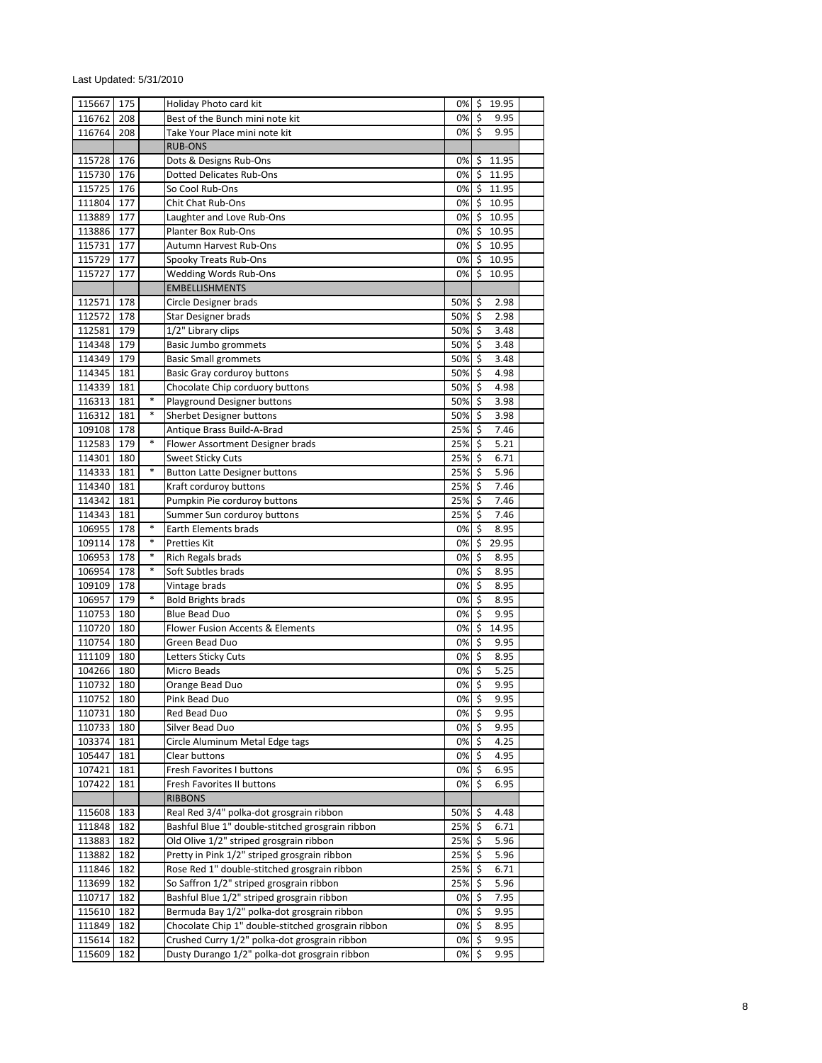Last Updated: 5/31/2010

| | | | | | | |
|---|---|---|---|---|---|---|
| 115667 | 175 | | Holiday Photo card kit | 0% | $ 19.95 | |
| 116762 | 208 | | Best of the Bunch mini note kit | 0% | $ 9.95 | |
| 116764 | 208 | | Take Your Place mini note kit | 0% | $ 9.95 | |
| | | | RUB-ONS | | | |
| 115728 | 176 | | Dots & Designs Rub-Ons | 0% | $ 11.95 | |
| 115730 | 176 | | Dotted Delicates Rub-Ons | 0% | $ 11.95 | |
| 115725 | 176 | | So Cool Rub-Ons | 0% | $ 11.95 | |
| 111804 | 177 | | Chit Chat Rub-Ons | 0% | $ 10.95 | |
| 113889 | 177 | | Laughter and Love Rub-Ons | 0% | $ 10.95 | |
| 113886 | 177 | | Planter Box Rub-Ons | 0% | $ 10.95 | |
| 115731 | 177 | | Autumn Harvest Rub-Ons | 0% | $ 10.95 | |
| 115729 | 177 | | Spooky Treats Rub-Ons | 0% | $ 10.95 | |
| 115727 | 177 | | Wedding Words Rub-Ons | 0% | $ 10.95 | |
| | | | EMBELLISHMENTS | | | |
| 112571 | 178 | | Circle Designer brads | 50% | $ 2.98 | |
| 112572 | 178 | | Star Designer brads | 50% | $ 2.98 | |
| 112581 | 179 | | 1/2" Library clips | 50% | $ 3.48 | |
| 114348 | 179 | | Basic Jumbo grommets | 50% | $ 3.48 | |
| 114349 | 179 | | Basic Small grommets | 50% | $ 3.48 | |
| 114345 | 181 | | Basic Gray corduroy buttons | 50% | $ 4.98 | |
| 114339 | 181 | | Chocolate Chip corduory buttons | 50% | $ 4.98 | |
| 116313 | 181 | * | Playground Designer buttons | 50% | $ 3.98 | |
| 116312 | 181 | * | Sherbet Designer buttons | 50% | $ 3.98 | |
| 109108 | 178 | | Antique Brass Build-A-Brad | 25% | $ 7.46 | |
| 112583 | 179 | * | Flower Assortment Designer brads | 25% | $ 5.21 | |
| 114301 | 180 | | Sweet Sticky Cuts | 25% | $ 6.71 | |
| 114333 | 181 | * | Button Latte Designer buttons | 25% | $ 5.96 | |
| 114340 | 181 | | Kraft corduroy buttons | 25% | $ 7.46 | |
| 114342 | 181 | | Pumpkin Pie corduroy buttons | 25% | $ 7.46 | |
| 114343 | 181 | | Summer Sun corduroy buttons | 25% | $ 7.46 | |
| 106955 | 178 | * | Earth Elements brads | 0% | $ 8.95 | |
| 109114 | 178 | * | Pretties Kit | 0% | $ 29.95 | |
| 106953 | 178 | * | Rich Regals brads | 0% | $ 8.95 | |
| 106954 | 178 | * | Soft Subtles brads | 0% | $ 8.95 | |
| 109109 | 178 | | Vintage brads | 0% | $ 8.95 | |
| 106957 | 179 | * | Bold Brights brads | 0% | $ 8.95 | |
| 110753 | 180 | | Blue Bead Duo | 0% | $ 9.95 | |
| 110720 | 180 | | Flower Fusion Accents & Elements | 0% | $ 14.95 | |
| 110754 | 180 | | Green Bead Duo | 0% | $ 9.95 | |
| 111109 | 180 | | Letters Sticky Cuts | 0% | $ 8.95 | |
| 104266 | 180 | | Micro Beads | 0% | $ 5.25 | |
| 110732 | 180 | | Orange Bead Duo | 0% | $ 9.95 | |
| 110752 | 180 | | Pink Bead Duo | 0% | $ 9.95 | |
| 110731 | 180 | | Red Bead Duo | 0% | $ 9.95 | |
| 110733 | 180 | | Silver Bead Duo | 0% | $ 9.95 | |
| 103374 | 181 | | Circle Aluminum Metal Edge tags | 0% | $ 4.25 | |
| 105447 | 181 | | Clear buttons | 0% | $ 4.95 | |
| 107421 | 181 | | Fresh Favorites I buttons | 0% | $ 6.95 | |
| 107422 | 181 | | Fresh Favorites II buttons | 0% | $ 6.95 | |
| | | | RIBBONS | | | |
| 115608 | 183 | | Real Red 3/4" polka-dot grosgrain ribbon | 50% | $ 4.48 | |
| 111848 | 182 | | Bashful Blue 1" double-stitched grosgrain ribbon | 25% | $ 6.71 | |
| 113883 | 182 | | Old Olive 1/2" striped grosgrain ribbon | 25% | $ 5.96 | |
| 113882 | 182 | | Pretty in Pink 1/2" striped grosgrain ribbon | 25% | $ 5.96 | |
| 111846 | 182 | | Rose Red 1" double-stitched grosgrain ribbon | 25% | $ 6.71 | |
| 113699 | 182 | | So Saffron 1/2" striped grosgrain ribbon | 25% | $ 5.96 | |
| 110717 | 182 | | Bashful Blue 1/2" striped grosgrain ribbon | 0% | $ 7.95 | |
| 115610 | 182 | | Bermuda Bay 1/2" polka-dot grosgrain ribbon | 0% | $ 9.95 | |
| 111849 | 182 | | Chocolate Chip 1" double-stitched grosgrain ribbon | 0% | $ 8.95 | |
| 115614 | 182 | | Crushed Curry 1/2" polka-dot grosgrain ribbon | 0% | $ 9.95 | |
| 115609 | 182 | | Dusty Durango 1/2" polka-dot grosgrain ribbon | 0% | $ 9.95 | |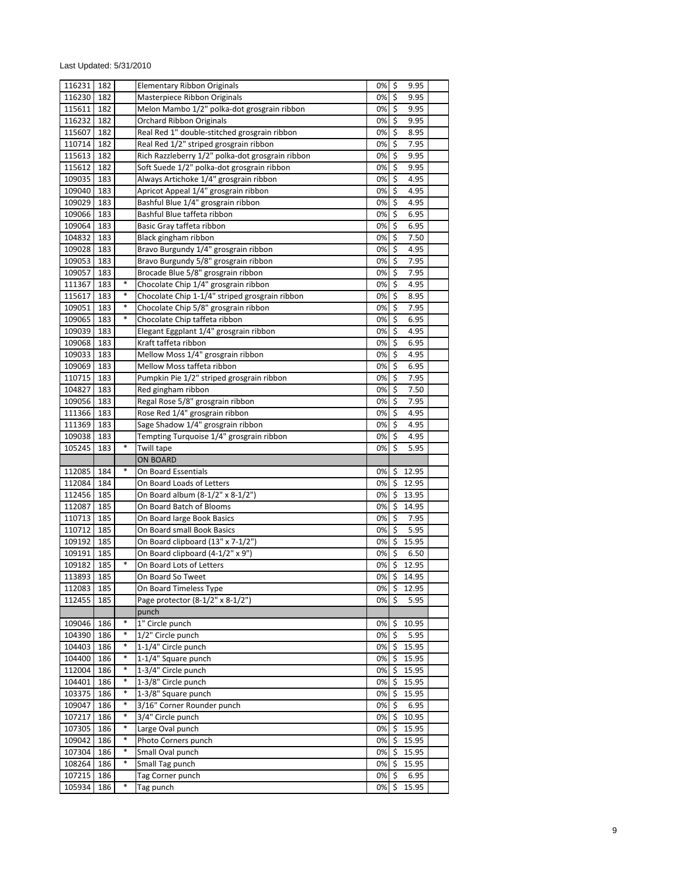Last Updated: 5/31/2010

| | | | | | | |
|---|---|---|---|---|---|---|
| 116231 | 182 | | Elementary Ribbon Originals | 0% | $ 9.95 | |
| 116230 | 182 | | Masterpiece Ribbon Originals | 0% | $ 9.95 | |
| 115611 | 182 | | Melon Mambo 1/2" polka-dot grosgrain ribbon | 0% | $ 9.95 | |
| 116232 | 182 | | Orchard Ribbon Originals | 0% | $ 9.95 | |
| 115607 | 182 | | Real Red 1" double-stitched grosgrain ribbon | 0% | $ 8.95 | |
| 110714 | 182 | | Real Red 1/2" striped grosgrain ribbon | 0% | $ 7.95 | |
| 115613 | 182 | | Rich Razzleberry 1/2" polka-dot grosgrain ribbon | 0% | $ 9.95 | |
| 115612 | 182 | | Soft Suede 1/2" polka-dot grosgrain ribbon | 0% | $ 9.95 | |
| 109035 | 183 | | Always Artichoke 1/4" grosgrain ribbon | 0% | $ 4.95 | |
| 109040 | 183 | | Apricot Appeal 1/4" grosgrain ribbon | 0% | $ 4.95 | |
| 109029 | 183 | | Bashful Blue 1/4" grosgrain ribbon | 0% | $ 4.95 | |
| 109066 | 183 | | Bashful Blue taffeta ribbon | 0% | $ 6.95 | |
| 109064 | 183 | | Basic Gray taffeta ribbon | 0% | $ 6.95 | |
| 104832 | 183 | | Black gingham ribbon | 0% | $ 7.50 | |
| 109028 | 183 | | Bravo Burgundy 1/4" grosgrain ribbon | 0% | $ 4.95 | |
| 109053 | 183 | | Bravo Burgundy 5/8" grosgrain ribbon | 0% | $ 7.95 | |
| 109057 | 183 | | Brocade Blue 5/8" grosgrain ribbon | 0% | $ 7.95 | |
| 111367 | 183 | * | Chocolate Chip 1/4" grosgrain ribbon | 0% | $ 4.95 | |
| 115617 | 183 | * | Chocolate Chip 1-1/4" striped grosgrain ribbon | 0% | $ 8.95 | |
| 109051 | 183 | * | Chocolate Chip 5/8" grosgrain ribbon | 0% | $ 7.95 | |
| 109065 | 183 | * | Chocolate Chip taffeta ribbon | 0% | $ 6.95 | |
| 109039 | 183 | | Elegant Eggplant 1/4" grosgrain ribbon | 0% | $ 4.95 | |
| 109068 | 183 | | Kraft taffeta ribbon | 0% | $ 6.95 | |
| 109033 | 183 | | Mellow Moss 1/4" grosgrain ribbon | 0% | $ 4.95 | |
| 109069 | 183 | | Mellow Moss taffeta ribbon | 0% | $ 6.95 | |
| 110715 | 183 | | Pumpkin Pie 1/2" striped grosgrain ribbon | 0% | $ 7.95 | |
| 104827 | 183 | | Red gingham ribbon | 0% | $ 7.50 | |
| 109056 | 183 | | Regal Rose 5/8" grosgrain ribbon | 0% | $ 7.95 | |
| 111366 | 183 | | Rose Red 1/4" grosgrain ribbon | 0% | $ 4.95 | |
| 111369 | 183 | | Sage Shadow 1/4" grosgrain ribbon | 0% | $ 4.95 | |
| 109038 | 183 | | Tempting Turquoise 1/4" grosgrain ribbon | 0% | $ 4.95 | |
| 105245 | 183 | * | Twill tape | 0% | $ 5.95 | |
| | | | ON BOARD | | | |
| 112085 | 184 | * | On Board Essentials | 0% | $ 12.95 | |
| 112084 | 184 | | On Board Loads of Letters | 0% | $ 12.95 | |
| 112456 | 185 | | On Board album (8-1/2" x 8-1/2") | 0% | $ 13.95 | |
| 112087 | 185 | | On Board Batch of Blooms | 0% | $ 14.95 | |
| 110713 | 185 | | On Board large Book Basics | 0% | $ 7.95 | |
| 110712 | 185 | | On Board small Book Basics | 0% | $ 5.95 | |
| 109192 | 185 | | On Board clipboard (13" x 7-1/2") | 0% | $ 15.95 | |
| 109191 | 185 | | On Board clipboard (4-1/2" x 9") | 0% | $ 6.50 | |
| 109182 | 185 | * | On Board Lots of Letters | 0% | $ 12.95 | |
| 113893 | 185 | | On Board So Tweet | 0% | $ 14.95 | |
| 112083 | 185 | | On Board Timeless Type | 0% | $ 12.95 | |
| 112455 | 185 | | Page protector (8-1/2" x 8-1/2") | 0% | $ 5.95 | |
| | | | punch | | | |
| 109046 | 186 | * | 1" Circle punch | 0% | $ 10.95 | |
| 104390 | 186 | * | 1/2" Circle punch | 0% | $ 5.95 | |
| 104403 | 186 | * | 1-1/4" Circle punch | 0% | $ 15.95 | |
| 104400 | 186 | * | 1-1/4" Square punch | 0% | $ 15.95 | |
| 112004 | 186 | * | 1-3/4" Circle punch | 0% | $ 15.95 | |
| 104401 | 186 | * | 1-3/8" Circle punch | 0% | $ 15.95 | |
| 103375 | 186 | * | 1-3/8" Square punch | 0% | $ 15.95 | |
| 109047 | 186 | * | 3/16" Corner Rounder punch | 0% | $ 6.95 | |
| 107217 | 186 | * | 3/4" Circle punch | 0% | $ 10.95 | |
| 107305 | 186 | * | Large Oval punch | 0% | $ 15.95 | |
| 109042 | 186 | * | Photo Corners punch | 0% | $ 15.95 | |
| 107304 | 186 | * | Small Oval punch | 0% | $ 15.95 | |
| 108264 | 186 | * | Small Tag punch | 0% | $ 15.95 | |
| 107215 | 186 | | Tag Corner punch | 0% | $ 6.95 | |
| 105934 | 186 | * | Tag punch | 0% | $ 15.95 | |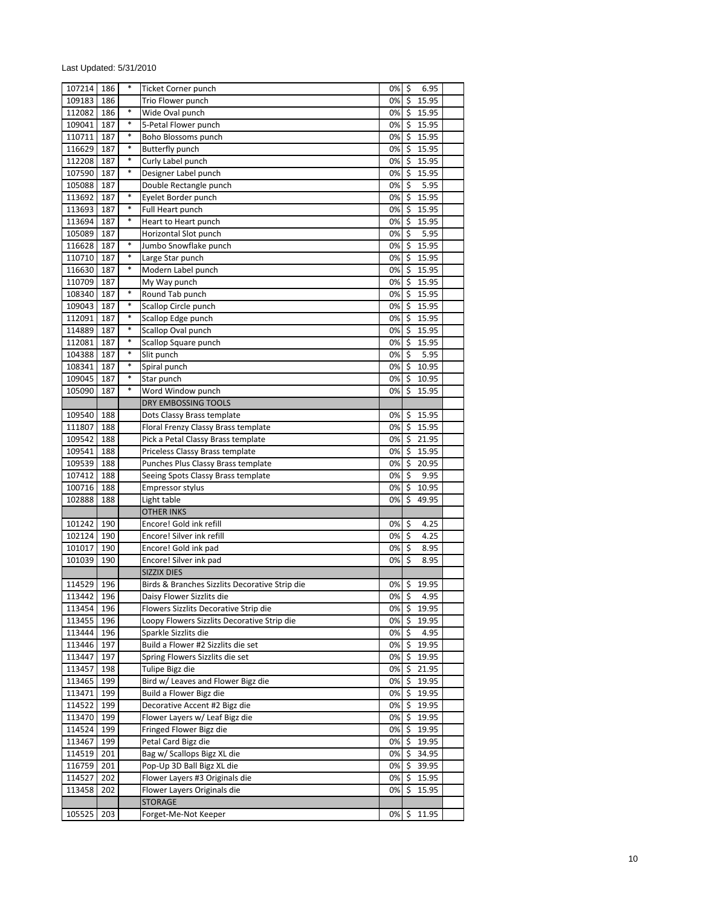Last Updated: 5/31/2010

| | | | | | | |
|---|---|---|---|---|---|---|
| 107214 | 186 | * | Ticket Corner punch | 0% | $ 6.95 | |
| 109183 | 186 | | Trio Flower punch | 0% | $ 15.95 | |
| 112082 | 186 | * | Wide Oval punch | 0% | $ 15.95 | |
| 109041 | 187 | * | 5-Petal Flower punch | 0% | $ 15.95 | |
| 110711 | 187 | * | Boho Blossoms punch | 0% | $ 15.95 | |
| 116629 | 187 | * | Butterfly punch | 0% | $ 15.95 | |
| 112208 | 187 | * | Curly Label punch | 0% | $ 15.95 | |
| 107590 | 187 | * | Designer Label punch | 0% | $ 15.95 | |
| 105088 | 187 | | Double Rectangle punch | 0% | $ 5.95 | |
| 113692 | 187 | * | Eyelet Border punch | 0% | $ 15.95 | |
| 113693 | 187 | * | Full Heart punch | 0% | $ 15.95 | |
| 113694 | 187 | * | Heart to Heart punch | 0% | $ 15.95 | |
| 105089 | 187 | | Horizontal Slot punch | 0% | $ 5.95 | |
| 116628 | 187 | * | Jumbo Snowflake punch | 0% | $ 15.95 | |
| 110710 | 187 | * | Large Star punch | 0% | $ 15.95 | |
| 116630 | 187 | * | Modern Label punch | 0% | $ 15.95 | |
| 110709 | 187 | | My Way punch | 0% | $ 15.95 | |
| 108340 | 187 | * | Round Tab punch | 0% | $ 15.95 | |
| 109043 | 187 | * | Scallop Circle punch | 0% | $ 15.95 | |
| 112091 | 187 | * | Scallop Edge punch | 0% | $ 15.95 | |
| 114889 | 187 | * | Scallop Oval punch | 0% | $ 15.95 | |
| 112081 | 187 | * | Scallop Square punch | 0% | $ 15.95 | |
| 104388 | 187 | * | Slit punch | 0% | $ 5.95 | |
| 108341 | 187 | * | Spiral punch | 0% | $ 10.95 | |
| 109045 | 187 | * | Star punch | 0% | $ 10.95 | |
| 105090 | 187 | * | Word Window punch | 0% | $ 15.95 | |
| | | | DRY EMBOSSING TOOLS | | | |
| 109540 | 188 | | Dots Classy Brass template | 0% | $ 15.95 | |
| 111807 | 188 | | Floral Frenzy Classy Brass template | 0% | $ 15.95 | |
| 109542 | 188 | | Pick a Petal Classy Brass template | 0% | $ 21.95 | |
| 109541 | 188 | | Priceless Classy Brass template | 0% | $ 15.95 | |
| 109539 | 188 | | Punches Plus Classy Brass template | 0% | $ 20.95 | |
| 107412 | 188 | | Seeing Spots Classy Brass template | 0% | $ 9.95 | |
| 100716 | 188 | | Empressor stylus | 0% | $ 10.95 | |
| 102888 | 188 | | Light table | 0% | $ 49.95 | |
| | | | OTHER INKS | | | |
| 101242 | 190 | | Encore! Gold ink refill | 0% | $ 4.25 | |
| 102124 | 190 | | Encore! Silver ink refill | 0% | $ 4.25 | |
| 101017 | 190 | | Encore! Gold ink pad | 0% | $ 8.95 | |
| 101039 | 190 | | Encore! Silver ink pad | 0% | $ 8.95 | |
| | | | SIZZIX DIES | | | |
| 114529 | 196 | | Birds & Branches Sizzlits Decorative Strip die | 0% | $ 19.95 | |
| 113442 | 196 | | Daisy Flower Sizzlits die | 0% | $ 4.95 | |
| 113454 | 196 | | Flowers Sizzlits Decorative Strip die | 0% | $ 19.95 | |
| 113455 | 196 | | Loopy Flowers Sizzlits Decorative Strip die | 0% | $ 19.95 | |
| 113444 | 196 | | Sparkle Sizzlits die | 0% | $ 4.95 | |
| 113446 | 197 | | Build a Flower #2 Sizzlits die set | 0% | $ 19.95 | |
| 113447 | 197 | | Spring Flowers Sizzlits die set | 0% | $ 19.95 | |
| 113457 | 198 | | Tulipe Bigz die | 0% | $ 21.95 | |
| 113465 | 199 | | Bird w/ Leaves and Flower Bigz die | 0% | $ 19.95 | |
| 113471 | 199 | | Build a Flower Bigz die | 0% | $ 19.95 | |
| 114522 | 199 | | Decorative Accent #2 Bigz die | 0% | $ 19.95 | |
| 113470 | 199 | | Flower Layers w/ Leaf Bigz die | 0% | $ 19.95 | |
| 114524 | 199 | | Fringed Flower Bigz die | 0% | $ 19.95 | |
| 113467 | 199 | | Petal Card Bigz die | 0% | $ 19.95 | |
| 114519 | 201 | | Bag w/ Scallops Bigz XL die | 0% | $ 34.95 | |
| 116759 | 201 | | Pop-Up 3D Ball Bigz XL die | 0% | $ 39.95 | |
| 114527 | 202 | | Flower Layers #3 Originals die | 0% | $ 15.95 | |
| 113458 | 202 | | Flower Layers Originals die | 0% | $ 15.95 | |
| | | | STORAGE | | | |
| 105525 | 203 | | Forget-Me-Not Keeper | 0% | $ 11.95 | |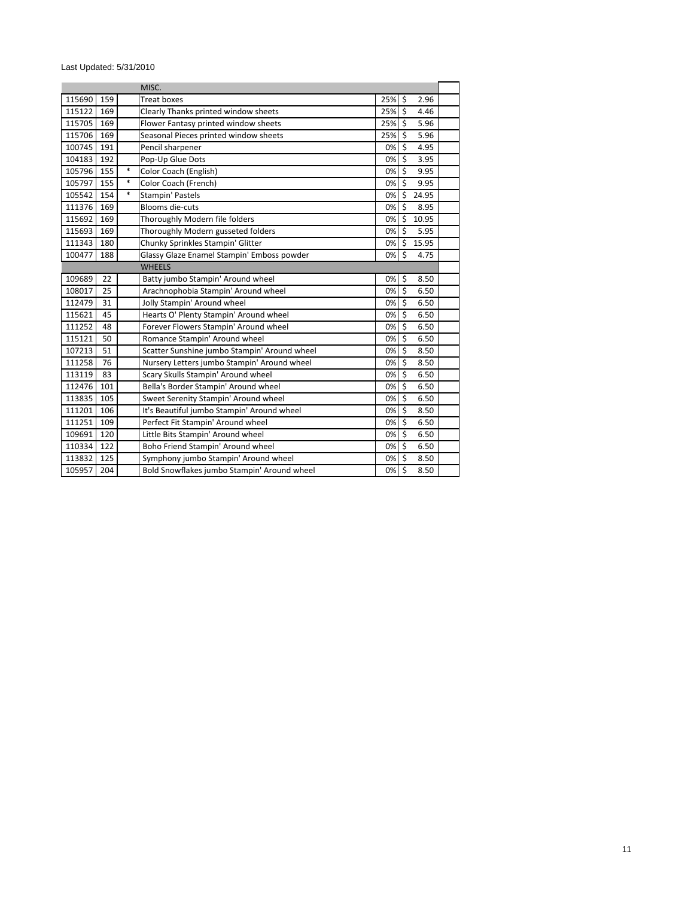Last Updated: 5/31/2010

| | | | | | | |
|---|---|---|---|---|---|---|
| | | | MISC. | | | |
| 115690 | 159 | | Treat boxes | 25% | $ 2.96 | |
| 115122 | 169 | | Clearly Thanks printed window sheets | 25% | $ 4.46 | |
| 115705 | 169 | | Flower Fantasy printed window sheets | 25% | $ 5.96 | |
| 115706 | 169 | | Seasonal Pieces printed window sheets | 25% | $ 5.96 | |
| 100745 | 191 | | Pencil sharpener | 0% | $ 4.95 | |
| 104183 | 192 | | Pop-Up Glue Dots | 0% | $ 3.95 | |
| 105796 | 155 | * | Color Coach (English) | 0% | $ 9.95 | |
| 105797 | 155 | * | Color Coach (French) | 0% | $ 9.95 | |
| 105542 | 154 | * | Stampin' Pastels | 0% | $ 24.95 | |
| 111376 | 169 | | Blooms die-cuts | 0% | $ 8.95 | |
| 115692 | 169 | | Thoroughly Modern file folders | 0% | $ 10.95 | |
| 115693 | 169 | | Thoroughly Modern gusseted folders | 0% | $ 5.95 | |
| 111343 | 180 | | Chunky Sprinkles Stampin' Glitter | 0% | $ 15.95 | |
| 100477 | 188 | | Glassy Glaze Enamel Stampin' Emboss powder | 0% | $ 4.75 | |
| | | | WHEELS | | | |
| 109689 | 22 | | Batty jumbo Stampin' Around wheel | 0% | $ 8.50 | |
| 108017 | 25 | | Arachnophobia Stampin' Around wheel | 0% | $ 6.50 | |
| 112479 | 31 | | Jolly Stampin' Around wheel | 0% | $ 6.50 | |
| 115621 | 45 | | Hearts O' Plenty Stampin' Around wheel | 0% | $ 6.50 | |
| 111252 | 48 | | Forever Flowers Stampin' Around wheel | 0% | $ 6.50 | |
| 115121 | 50 | | Romance Stampin' Around wheel | 0% | $ 6.50 | |
| 107213 | 51 | | Scatter Sunshine jumbo Stampin' Around wheel | 0% | $ 8.50 | |
| 111258 | 76 | | Nursery Letters jumbo Stampin' Around wheel | 0% | $ 8.50 | |
| 113119 | 83 | | Scary Skulls Stampin' Around wheel | 0% | $ 6.50 | |
| 112476 | 101 | | Bella's Border Stampin' Around wheel | 0% | $ 6.50 | |
| 113835 | 105 | | Sweet Serenity Stampin' Around wheel | 0% | $ 6.50 | |
| 111201 | 106 | | It's Beautiful jumbo Stampin' Around wheel | 0% | $ 8.50 | |
| 111251 | 109 | | Perfect Fit Stampin' Around wheel | 0% | $ 6.50 | |
| 109691 | 120 | | Little Bits Stampin' Around wheel | 0% | $ 6.50 | |
| 110334 | 122 | | Boho Friend Stampin' Around wheel | 0% | $ 6.50 | |
| 113832 | 125 | | Symphony jumbo Stampin' Around wheel | 0% | $ 8.50 | |
| 105957 | 204 | | Bold Snowflakes jumbo Stampin' Around wheel | 0% | $ 8.50 | |